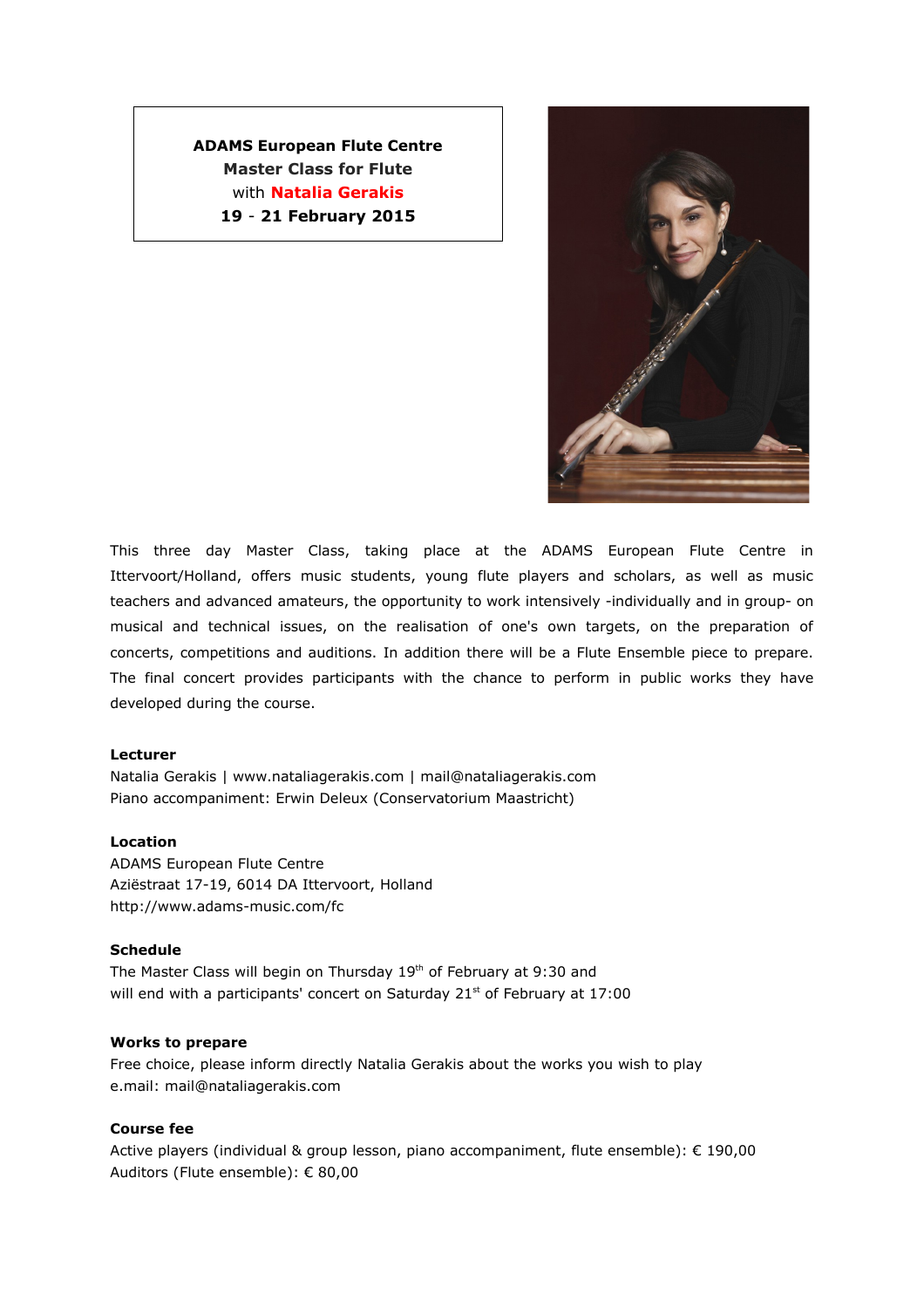**ADAMS European Flute Centre**
**Master Class for Flute**
with **Natalia Gerakis**
**19 - 21 February 2015**

This three day Master Class, taking place at the ADAMS European Flute Centre in Ittervoort/Holland, offers music students, young flute players and scholars, as well as music teachers and advanced amateurs, the opportunity to work intensively -individually and in group- on musical and technical issues, on the realisation of one's own targets, on the preparation of concerts, competitions and auditions. In addition there will be a Flute Ensemble piece to prepare. The final concert provides participants with the chance to perform in public works they have developed during the course.

**Lecturer**
Natalia Gerakis | www.nataliagerakis.com | mail@nataliagerakis.com
Piano accompaniment: Erwin Deleux (Conservatorium Maastricht)

**Location**
ADAMS European Flute Centre
Aziëstraat 17-19, 6014 DA Ittervoort, Holland
http://www.adams-music.com/fc

**Schedule**
The Master Class will begin on Thursday 19th of February at 9:30 and
will end with a participants' concert on Saturday 21st of February at 17:00

**Works to prepare**
Free choice, please inform directly Natalia Gerakis about the works you wish to play
e.mail: mail@nataliagerakis.com

**Course fee**
Active players (individual & group lesson, piano accompaniment, flute ensemble): € 190,00
Auditors (Flute ensemble): € 80,00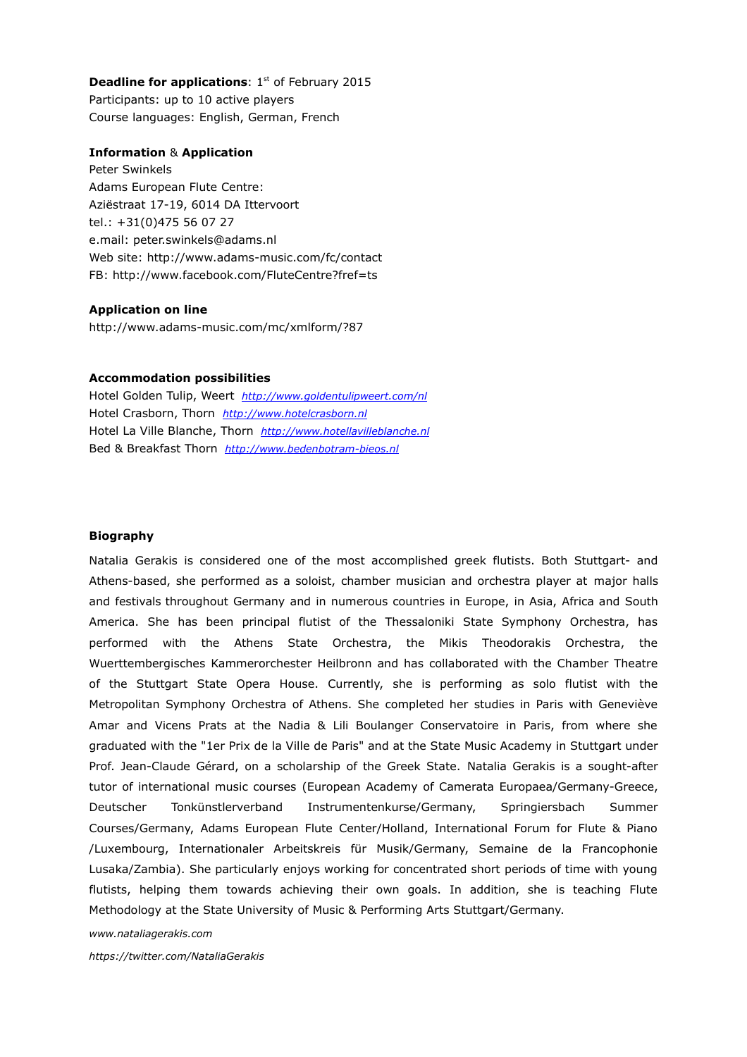**Deadline for applications**: 1st of February 2015
Participants: up to 10 active players
Course languages: English, German, French

**Information** & **Application**
Peter Swinkels
Adams European Flute Centre:
Aziëstraat 17-19, 6014 DA Ittervoort
tel.: +31(0)475 56 07 27
e.mail: peter.swinkels@adams.nl
Web site: http://www.adams-music.com/fc/contact
FB: http://www.facebook.com/FluteCentre?fref=ts

**Application on line**
http://www.adams-music.com/mc/xmlform/?87

**Accommodation possibilities**
Hotel Golden Tulip, Weert *http://www.goldentulipweert.com/nl*
Hotel Crasborn, Thorn *http://www.hotelcrasborn.nl*
Hotel La Ville Blanche, Thorn *http://www.hotellavilleblanche.nl*
Bed & Breakfast Thorn *http://www.bedenbotram-bieos.nl*

**Biography**

Natalia Gerakis is considered one of the most accomplished greek flutists. Both Stuttgart- and Athens-based, she performed as a soloist, chamber musician and orchestra player at major halls and festivals throughout Germany and in numerous countries in Europe, in Asia, Africa and South America. She has been principal flutist of the Thessaloniki State Symphony Orchestra, has performed with the Athens State Orchestra, the Mikis Theodorakis Orchestra, the Wuerttembergisches Kammerorchester Heilbronn and has collaborated with the Chamber Theatre of the Stuttgart State Opera House. Currently, she is performing as solo flutist with the Metropolitan Symphony Orchestra of Athens. She completed her studies in Paris with Geneviève Amar and Vicens Prats at the Nadia & Lili Boulanger Conservatoire in Paris, from where she graduated with the "1er Prix de la Ville de Paris" and at the State Music Academy in Stuttgart under Prof. Jean-Claude Gérard, on a scholarship of the Greek State. Natalia Gerakis is a sought-after tutor of international music courses (European Academy of Camerata Europaea/Germany-Greece, Deutscher Tonkünstlerverband Instrumentenkurse/Germany, Springiersbach Summer Courses/Germany, Adams European Flute Center/Holland, International Forum for Flute & Piano /Luxembourg, Internationaler Arbeitskreis für Musik/Germany, Semaine de la Francophonie Lusaka/Zambia). She particularly enjoys working for concentrated short periods of time with young flutists, helping them towards achieving their own goals. In addition, she is teaching Flute Methodology at the State University of Music & Performing Arts Stuttgart/Germany.

*www.nataliagerakis.com*

*https://twitter.com/NataliaGerakis*